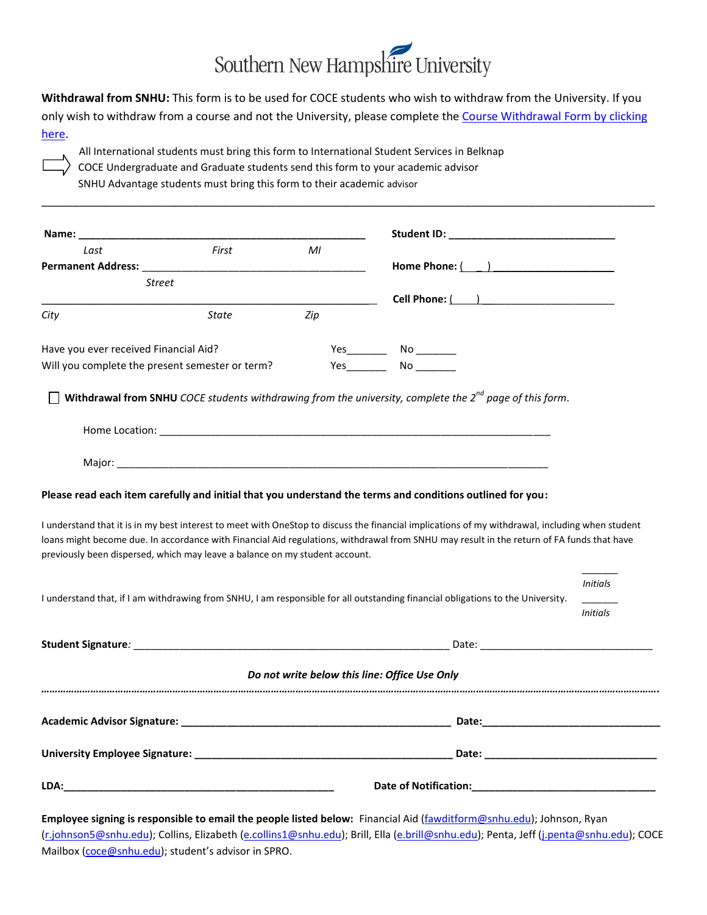# Southern New Hampshire University

**Withdrawal from SNHU:** This form is to be used for COCE students who wish to withdraw from the University. If you only wish to withdraw from a course and not the University, please complete the Course Withdrawal Form by clicking here.

⇨ All International students must bring this form to International Student Services in Belknap
COCE Undergraduate and Graduate students send this form to your academic advisor
SNHU Advantage students must bring this form to their academic advisor

---

**Name:** ____________________________________________ **Student ID:** ___________________________
*Last* *First* *MI*

**Permanent Address:** __________________________________ **Home Phone:** ( ___ ) ____________________
*Street*

____________________________________________________ **Cell Phone:** ( ___ ) ______________________
*City* *State* *Zip*

Have you ever received Financial Aid? Yes_______ No _______
Will you complete the present semester or term? Yes_______ No _______

☐ **Withdrawal from SNHU** *COCE students withdrawing from the university, complete the 2nd page of this form.*

Home Location: ______________________________________________________________

Major: ______________________________________________________________________

**Please read each item carefully and initial that you understand the terms and conditions outlined for you:**

I understand that it is in my best interest to meet with OneStop to discuss the financial implications of my withdrawal, including when student loans might become due. In accordance with Financial Aid regulations, withdrawal from SNHU may result in the return of FA funds that have previously been dispersed, which may leave a balance on my student account.

_______ *Initials*

I understand that, if I am withdrawing from SNHU, I am responsible for all outstanding financial obligations to the University.

_______ *Initials*

**Student Signature***:* ___________________________________________________ Date: ___________________________

***Do not write below this line: Office Use Only***

…………………………………………………………………………………………………………………………………………………………

**Academic Advisor Signature:** ___________________________________________ **Date:**___________________________

**University Employee Signature:** ________________________________________ **Date:** ___________________________

**LDA:**_____________________________________________ **Date of Notification:**___________________________

**Employee signing is responsible to email the people listed below:** Financial Aid (fawditform@snhu.edu); Johnson, Ryan (r.johnson5@snhu.edu); Collins, Elizabeth (e.collins1@snhu.edu); Brill, Ella (e.brill@snhu.edu); Penta, Jeff (j.penta@snhu.edu); COCE Mailbox (coce@snhu.edu); student's advisor in SPRO.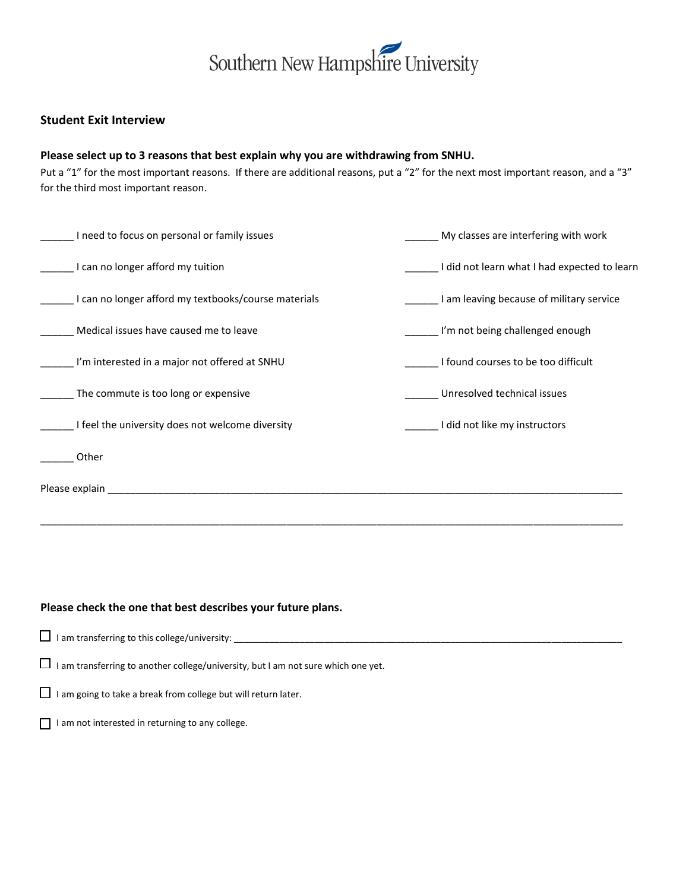Southern New Hampshire University

## Student Exit Interview

**Please select up to 3 reasons that best explain why you are withdrawing from SNHU.**

Put a "1" for the most important reasons. If there are additional reasons, put a "2" for the next most important reason, and a "3" for the third most important reason.

______ I need to focus on personal or family issues

______ I can no longer afford my tuition

______ I can no longer afford my textbooks/course materials

______ Medical issues have caused me to leave

______ I'm interested in a major not offered at SNHU

______ The commute is too long or expensive

______ I feel the university does not welcome diversity

______ My classes are interfering with work

______ I did not learn what I had expected to learn

______ I am leaving because of military service

______ I'm not being challenged enough

______ I found courses to be too difficult

______ Unresolved technical issues

______ I did not like my instructors

______ Other

Please explain ______________________________________________________________________________________

____________________________________________________________________________________________________

**Please check the one that best describes your future plans.**

☐ I am transferring to this college/university: ______________________________________________________________

☐ I am transferring to another college/university, but I am not sure which one yet.

☐ I am going to take a break from college but will return later.

☐ I am not interested in returning to any college.